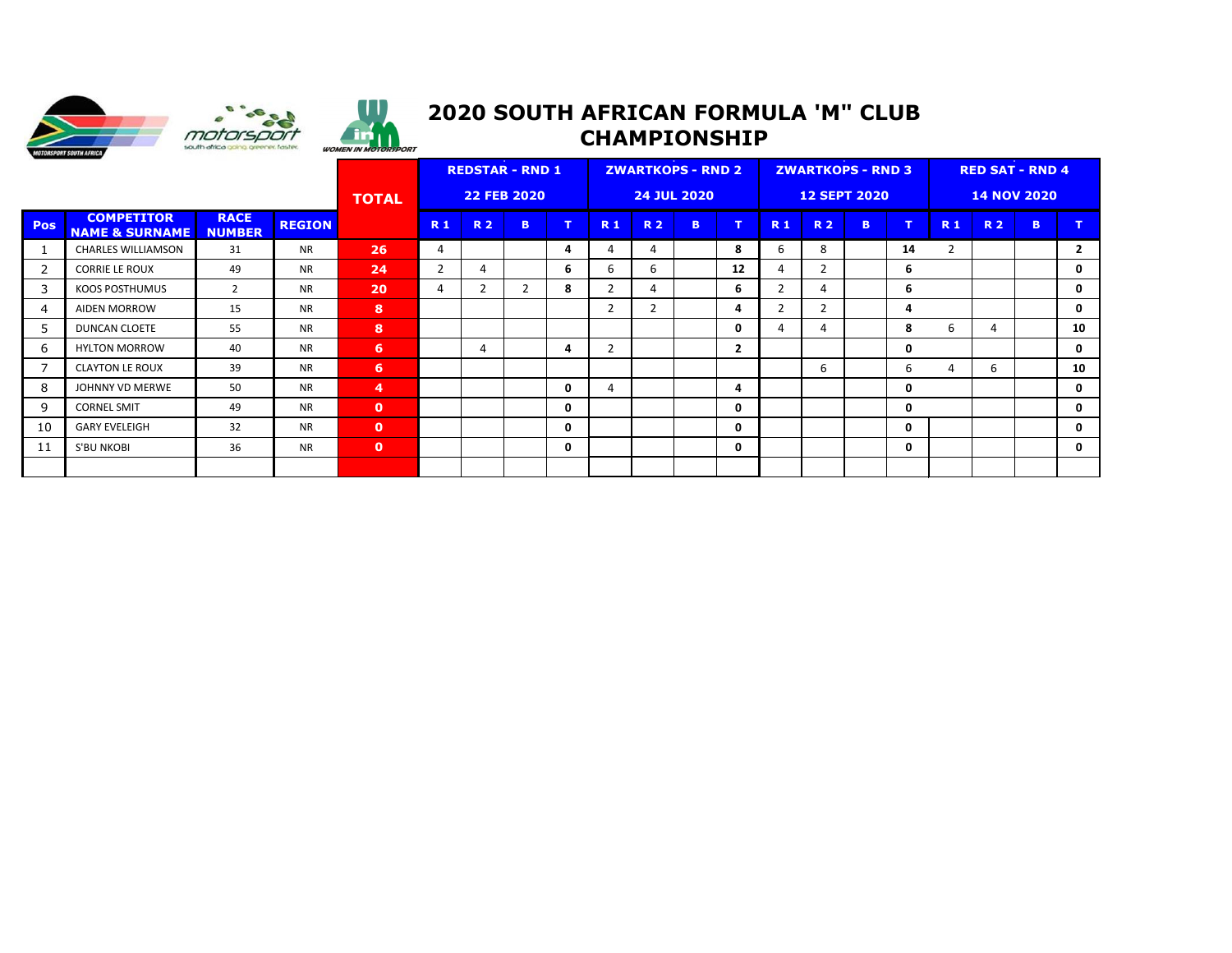# 2020 SOUTH AFRICAN FORMULA 'M" CLUB CHAMPIONSHIP

| Pos | COMPETITOR NAME & SURNAME | RACE NUMBER | REGION | TOTAL | REDSTAR - RND 1 22 FEB 2020 | | | | ZWARTKOPS - RND 2 24 JUL 2020 | | | | ZWARTKOPS - RND 3 12 SEPT 2020 | | | | RED SAT - RND 4 14 NOV 2020 | | | |
|---|---|---|---|---|---|---|---|---|---|---|---|---|---|---|---|---|---|---|---|---|
| | | | | | R 1 | R 2 | B | T | R 1 | R 2 | B | T | R 1 | R 2 | B | T | R 1 | R 2 | B | T |
| 1 | CHARLES WILLIAMSON | 31 | NR | 26 | 4 | | | 4 | 4 | 4 | | 8 | 6 | 8 | | 14 | 2 | | | 2 |
| 2 | CORRIE LE ROUX | 49 | NR | 24 | 2 | 4 | | 6 | 6 | 6 | | 12 | 4 | 2 | | 6 | | | | 0 |
| 3 | KOOS POSTHUMUS | 2 | NR | 20 | 4 | 2 | 2 | 8 | 2 | 4 | | 6 | 2 | 4 | | 6 | | | | 0 |
| 4 | AIDEN MORROW | 15 | NR | 8 | | | | | 2 | 2 | | 4 | 2 | 2 | | 4 | | | | 0 |
| 5 | DUNCAN CLOETE | 55 | NR | 8 | | | | | | | | 0 | 4 | 4 | | 8 | 6 | 4 | | 10 |
| 6 | HYLTON MORROW | 40 | NR | 6 | | 4 | | 4 | 2 | | | 2 | | | | 0 | | | | 0 |
| 7 | CLAYTON LE ROUX | 39 | NR | 6 | | | | | | | | | | 6 | | 6 | 4 | 6 | | 10 |
| 8 | JOHNNY VD MERWE | 50 | NR | 4 | | | | 0 | 4 | | | 4 | | | | 0 | | | | 0 |
| 9 | CORNEL SMIT | 49 | NR | 0 | | | | 0 | | | | 0 | | | | 0 | | | | 0 |
| 10 | GARY EVELEIGH | 32 | NR | 0 | | | | 0 | | | | 0 | | | | 0 | | | | 0 |
| 11 | S'BU NKOBI | 36 | NR | 0 | | | | 0 | | | | 0 | | | | 0 | | | | 0 |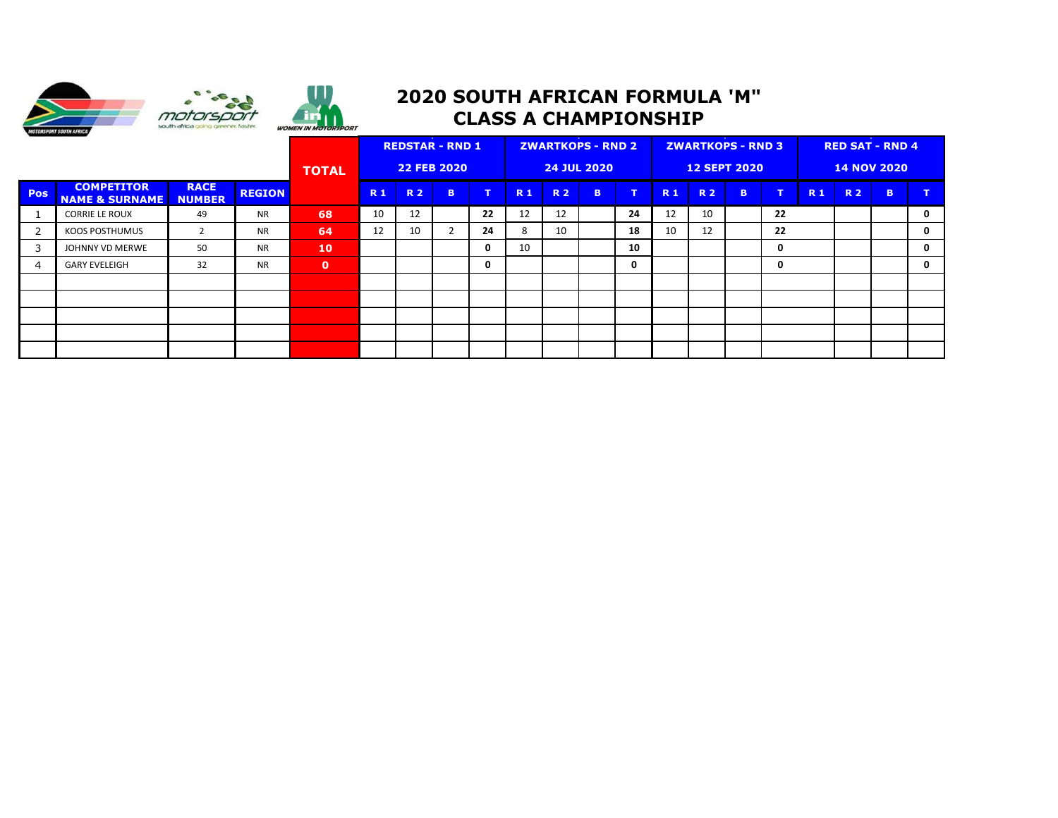# 2020 SOUTH AFRICAN FORMULA 'M" CLASS A CHAMPIONSHIP

| Pos | COMPETITOR NAME & SURNAME | RACE NUMBER | REGION | TOTAL | REDSTAR - RND 1 22 FEB 2020 | | | | ZWARTKOPS - RND 2 24 JUL 2020 | | | | ZWARTKOPS - RND 3 12 SEPT 2020 | | | | RED SAT - RND 4 14 NOV 2020 | | | |
|---|---|---|---|---|---|---|---|---|---|---|---|---|---|---|---|---|---|---|---|---|
| | | | | | R 1 | R 2 | B | T | R 1 | R 2 | B | T | R 1 | R 2 | B | T | R 1 | R 2 | B | T |
| 1 | CORRIE LE ROUX | 49 | NR | 68 | 10 | 12 | | 22 | 12 | 12 | | 24 | 12 | 10 | | 22 | | | | 0 |
| 2 | KOOS POSTHUMUS | 2 | NR | 64 | 12 | 10 | 2 | 24 | 8 | 10 | | 18 | 10 | 12 | | 22 | | | | 0 |
| 3 | JOHNNY VD MERWE | 50 | NR | 10 | | | | 0 | 10 | | | 10 | | | | 0 | | | | 0 |
| 4 | GARY EVELEIGH | 32 | NR | 0 | | | | 0 | | | | 0 | | | | 0 | | | | 0 |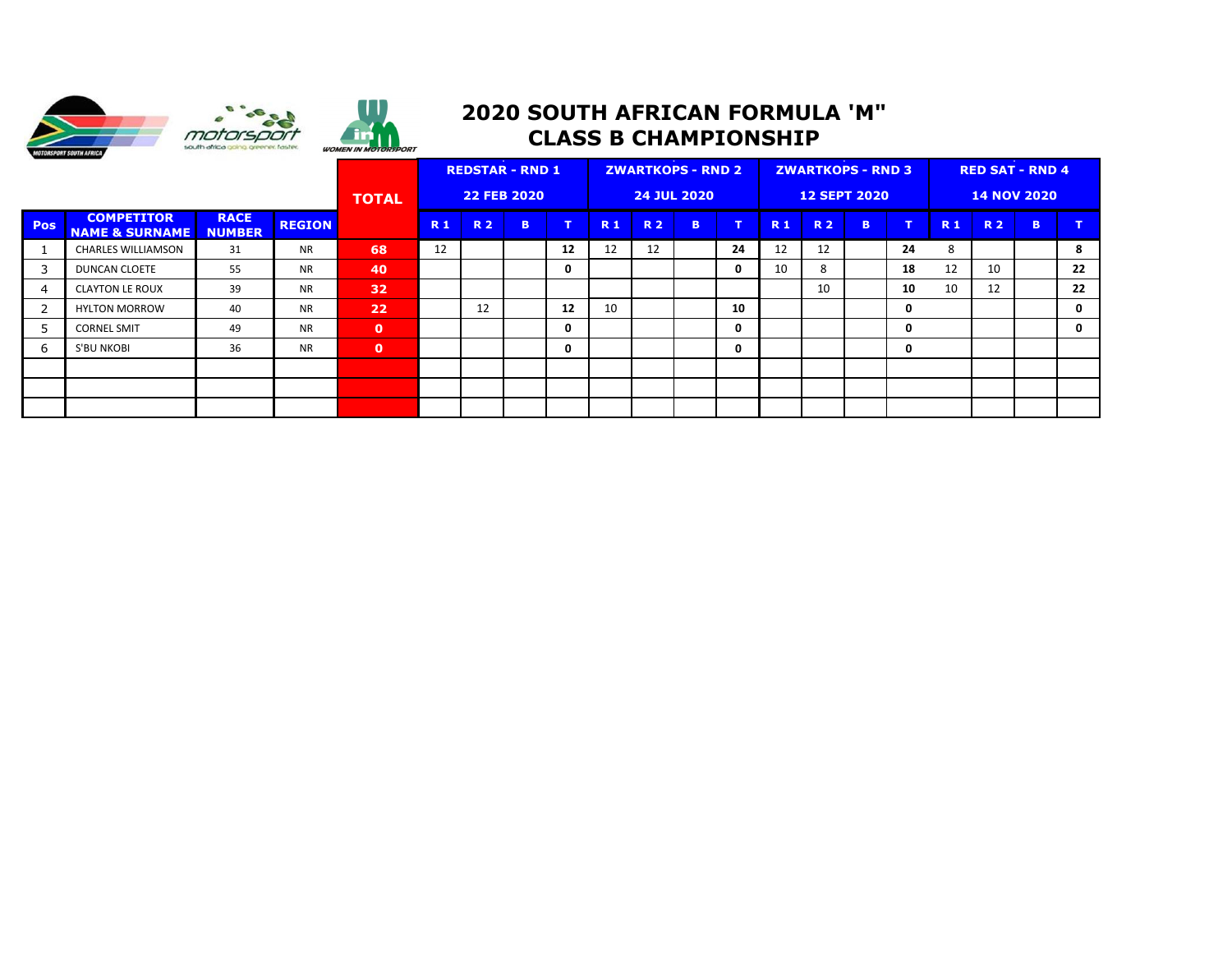# 2020 SOUTH AFRICAN FORMULA 'M" CLASS B CHAMPIONSHIP

| Pos | COMPETITOR NAME & SURNAME | RACE NUMBER | REGION | TOTAL | REDSTAR - RND 1 22 FEB 2020 | | | | ZWARTKOPS - RND 2 24 JUL 2020 | | | | ZWARTKOPS - RND 3 12 SEPT 2020 | | | | RED SAT - RND 4 14 NOV 2020 | | | |
|---|---|---|---|---|---|---|---|---|---|---|---|---|---|---|---|---|---|---|---|---|
| | | | | | R 1 | R 2 | B | T | R 1 | R 2 | B | T | R 1 | R 2 | B | T | R 1 | R 2 | B | T |
| 1 | CHARLES WILLIAMSON | 31 | NR | **68** | 12 | | | **12** | 12 | 12 | | **24** | 12 | 12 | | **24** | 8 | | | **8** |
| 3 | DUNCAN CLOETE | 55 | NR | **40** | | | | **0** | | | | **0** | 10 | 8 | | **18** | 12 | 10 | | **22** |
| 4 | CLAYTON LE ROUX | 39 | NR | **32** | | | | | | | | | | 10 | | **10** | 10 | 12 | | **22** |
| 2 | HYLTON MORROW | 40 | NR | **22** | | 12 | | **12** | 10 | | | **10** | | | | **0** | | | | **0** |
| 5 | CORNEL SMIT | 49 | NR | **0** | | | | **0** | | | | **0** | | | | **0** | | | | **0** |
| 6 | S'BU NKOBI | 36 | NR | **0** | | | | **0** | | | | **0** | | | | **0** | | | | |
| | | | | | | | | | | | | | | | | | | | | |
| | | | | | | | | | | | | | | | | | | | | |
| | | | | | | | | | | | | | | | | | | | | |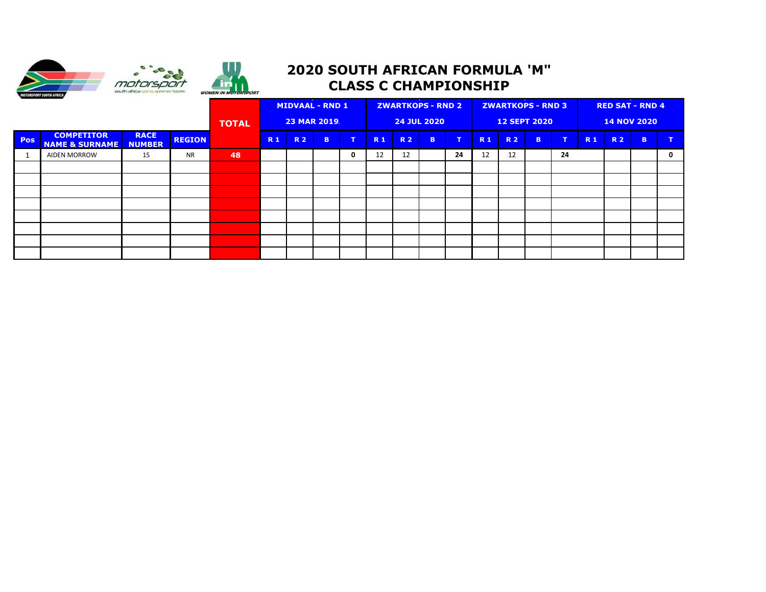# 2020 SOUTH AFRICAN FORMULA 'M" CLASS C CHAMPIONSHIP

| | | | | | MIDVAAL - RND 1 23 MAR 2019 | | | | ZWARTKOPS - RND 2 24 JUL 2020 | | | | ZWARTKOPS - RND 3 12 SEPT 2020 | | | | RED SAT - RND 4 14 NOV 2020 | | | |
|---|---|---|---|---|---|---|---|---|---|---|---|---|---|---|---|---|---|---|---|---|
| Pos | COMPETITOR NAME & SURNAME | RACE NUMBER | REGION | TOTAL | R 1 | R 2 | B | T | R 1 | R 2 | B | T | R 1 | R 2 | B | T | R 1 | R 2 | B | T |
| 1 | AIDEN MORROW | 15 | NR | 48 | | | | 0 | 12 | 12 | | 24 | 12 | 12 | | 24 | | | | 0 |
| | | | | | | | | | | | | | | | | | | | | |
| | | | | | | | | | | | | | | | | | | | | |
| | | | | | | | | | | | | | | | | | | | | |
| | | | | | | | | | | | | | | | | | | | | |
| | | | | | | | | | | | | | | | | | | | | |
| | | | | | | | | | | | | | | | | | | | | |
| | | | | | | | | | | | | | | | | | | | | |
| | | | | | | | | | | | | | | | | | | | | |